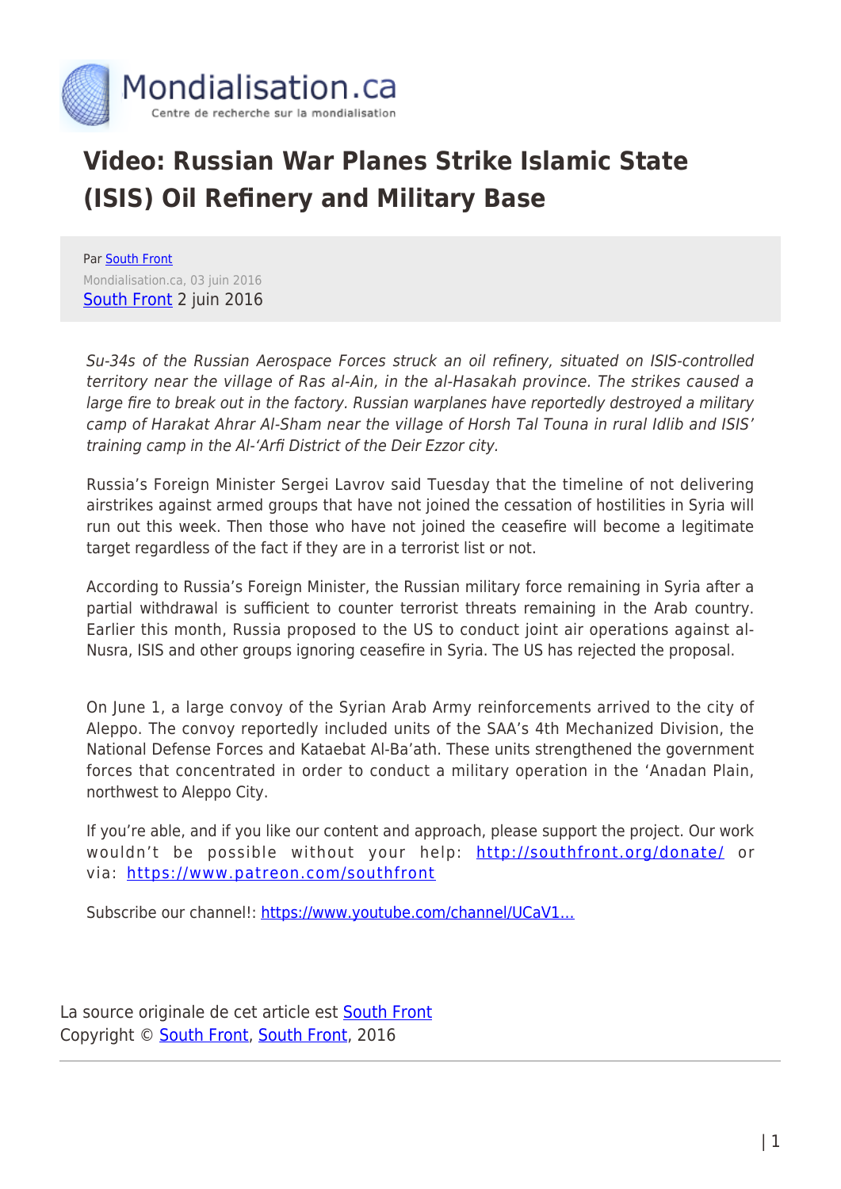Mondialisation.ca
Centre de recherche sur la mondialisation

# Video: Russian War Planes Strike Islamic State (ISIS) Oil Refinery and Military Base

Par South Front
Mondialisation.ca, 03 juin 2016
South Front 2 juin 2016

*Su-34s of the Russian Aerospace Forces struck an oil refinery, situated on ISIS-controlled territory near the village of Ras al-Ain, in the al-Hasakah province. The strikes caused a large fire to break out in the factory. Russian warplanes have reportedly destroyed a military camp of Harakat Ahrar Al-Sham near the village of Horsh Tal Touna in rural Idlib and ISIS' training camp in the Al-'Arfi District of the Deir Ezzor city.*

Russia's Foreign Minister Sergei Lavrov said Tuesday that the timeline of not delivering airstrikes against armed groups that have not joined the cessation of hostilities in Syria will run out this week. Then those who have not joined the ceasefire will become a legitimate target regardless of the fact if they are in a terrorist list or not.

According to Russia's Foreign Minister, the Russian military force remaining in Syria after a partial withdrawal is sufficient to counter terrorist threats remaining in the Arab country. Earlier this month, Russia proposed to the US to conduct joint air operations against al-Nusra, ISIS and other groups ignoring ceasefire in Syria. The US has rejected the proposal.

On June 1, a large convoy of the Syrian Arab Army reinforcements arrived to the city of Aleppo. The convoy reportedly included units of the SAA's 4th Mechanized Division, the National Defense Forces and Kataebat Al-Ba'ath. These units strengthened the government forces that concentrated in order to conduct a military operation in the 'Anadan Plain, northwest to Aleppo City.

If you're able, and if you like our content and approach, please support the project. Our work wouldn't be possible without your help: http://southfront.org/donate/ or via: https://www.patreon.com/southfront

Subscribe our channel!: https://www.youtube.com/channel/UCaV1...

La source originale de cet article est South Front
Copyright © South Front, South Front, 2016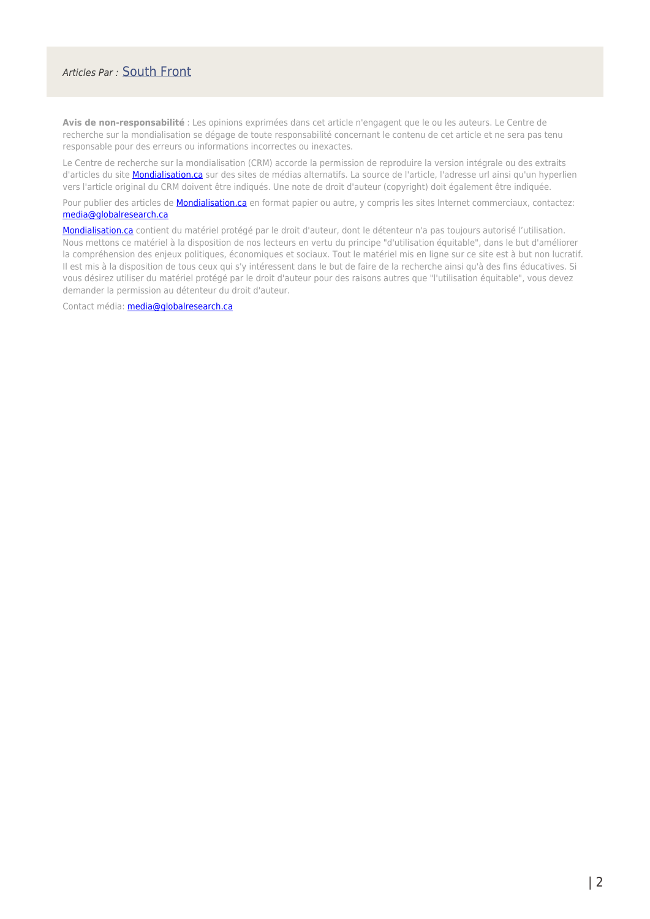*Articles Par :* [South Front]

**Avis de non-responsabilité** : Les opinions exprimées dans cet article n'engagent que le ou les auteurs. Le Centre de recherche sur la mondialisation se dégage de toute responsabilité concernant le contenu de cet article et ne sera pas tenu responsable pour des erreurs ou informations incorrectes ou inexactes.

Le Centre de recherche sur la mondialisation (CRM) accorde la permission de reproduire la version intégrale ou des extraits d'articles du site Mondialisation.ca sur des sites de médias alternatifs. La source de l'article, l'adresse url ainsi qu'un hyperlien vers l'article original du CRM doivent être indiqués. Une note de droit d'auteur (copyright) doit également être indiquée.

Pour publier des articles de Mondialisation.ca en format papier ou autre, y compris les sites Internet commerciaux, contactez: media@globalresearch.ca

Mondialisation.ca contient du matériel protégé par le droit d'auteur, dont le détenteur n'a pas toujours autorisé l'utilisation. Nous mettons ce matériel à la disposition de nos lecteurs en vertu du principe "d'utilisation équitable", dans le but d'améliorer la compréhension des enjeux politiques, économiques et sociaux. Tout le matériel mis en ligne sur ce site est à but non lucratif. Il est mis à la disposition de tous ceux qui s'y intéressent dans le but de faire de la recherche ainsi qu'à des fins éducatives. Si vous désirez utiliser du matériel protégé par le droit d'auteur pour des raisons autres que "l'utilisation équitable", vous devez demander la permission au détenteur du droit d'auteur.

Contact média: media@globalresearch.ca